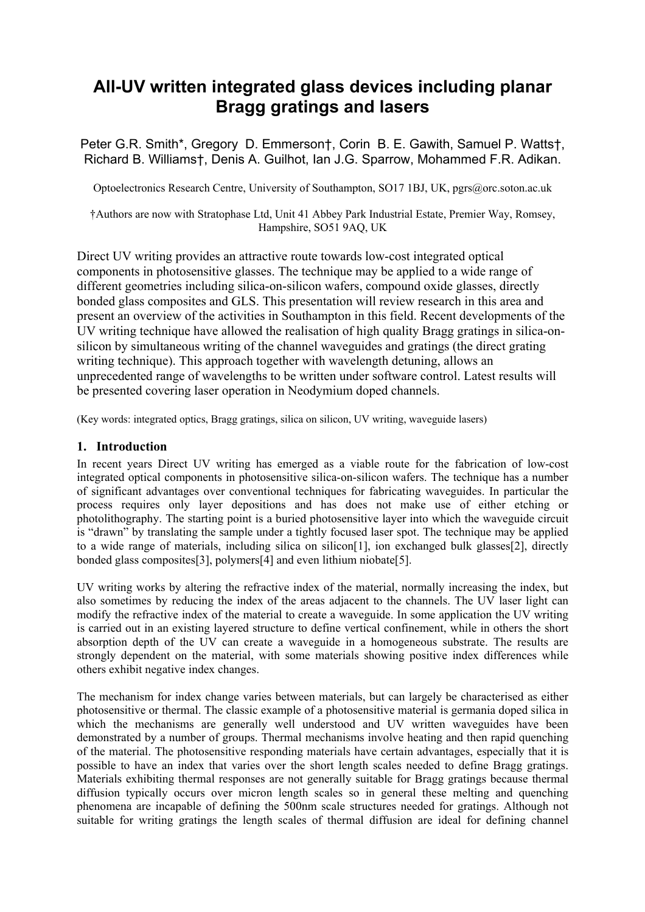# All-UV written integrated glass devices including planar Bragg gratings and lasers

Peter G.R. Smith*, Gregory D. Emmerson†, Corin B. E. Gawith, Samuel P. Watts†, Richard B. Williams†, Denis A. Guilhot, Ian J.G. Sparrow, Mohammed F.R. Adikan.

Optoelectronics Research Centre, University of Southampton, SO17 1BJ, UK, pgrs@orc.soton.ac.uk

†Authors are now with Stratophase Ltd, Unit 41 Abbey Park Industrial Estate, Premier Way, Romsey, Hampshire, SO51 9AQ, UK

Direct UV writing provides an attractive route towards low-cost integrated optical components in photosensitive glasses. The technique may be applied to a wide range of different geometries including silica-on-silicon wafers, compound oxide glasses, directly bonded glass composites and GLS. This presentation will review research in this area and present an overview of the activities in Southampton in this field. Recent developments of the UV writing technique have allowed the realisation of high quality Bragg gratings in silica-on-silicon by simultaneous writing of the channel waveguides and gratings (the direct grating writing technique). This approach together with wavelength detuning, allows an unprecedented range of wavelengths to be written under software control. Latest results will be presented covering laser operation in Neodymium doped channels.

(Key words: integrated optics, Bragg gratings, silica on silicon, UV writing, waveguide lasers)

## 1. Introduction

In recent years Direct UV writing has emerged as a viable route for the fabrication of low-cost integrated optical components in photosensitive silica-on-silicon wafers. The technique has a number of significant advantages over conventional techniques for fabricating waveguides. In particular the process requires only layer depositions and has does not make use of either etching or photolithography. The starting point is a buried photosensitive layer into which the waveguide circuit is "drawn" by translating the sample under a tightly focused laser spot. The technique may be applied to a wide range of materials, including silica on silicon[1], ion exchanged bulk glasses[2], directly bonded glass composites[3], polymers[4] and even lithium niobate[5].

UV writing works by altering the refractive index of the material, normally increasing the index, but also sometimes by reducing the index of the areas adjacent to the channels. The UV laser light can modify the refractive index of the material to create a waveguide. In some application the UV writing is carried out in an existing layered structure to define vertical confinement, while in others the short absorption depth of the UV can create a waveguide in a homogeneous substrate. The results are strongly dependent on the material, with some materials showing positive index differences while others exhibit negative index changes.

The mechanism for index change varies between materials, but can largely be characterised as either photosensitive or thermal. The classic example of a photosensitive material is germania doped silica in which the mechanisms are generally well understood and UV written waveguides have been demonstrated by a number of groups. Thermal mechanisms involve heating and then rapid quenching of the material. The photosensitive responding materials have certain advantages, especially that it is possible to have an index that varies over the short length scales needed to define Bragg gratings. Materials exhibiting thermal responses are not generally suitable for Bragg gratings because thermal diffusion typically occurs over micron length scales so in general these melting and quenching phenomena are incapable of defining the 500nm scale structures needed for gratings. Although not suitable for writing gratings the length scales of thermal diffusion are ideal for defining channel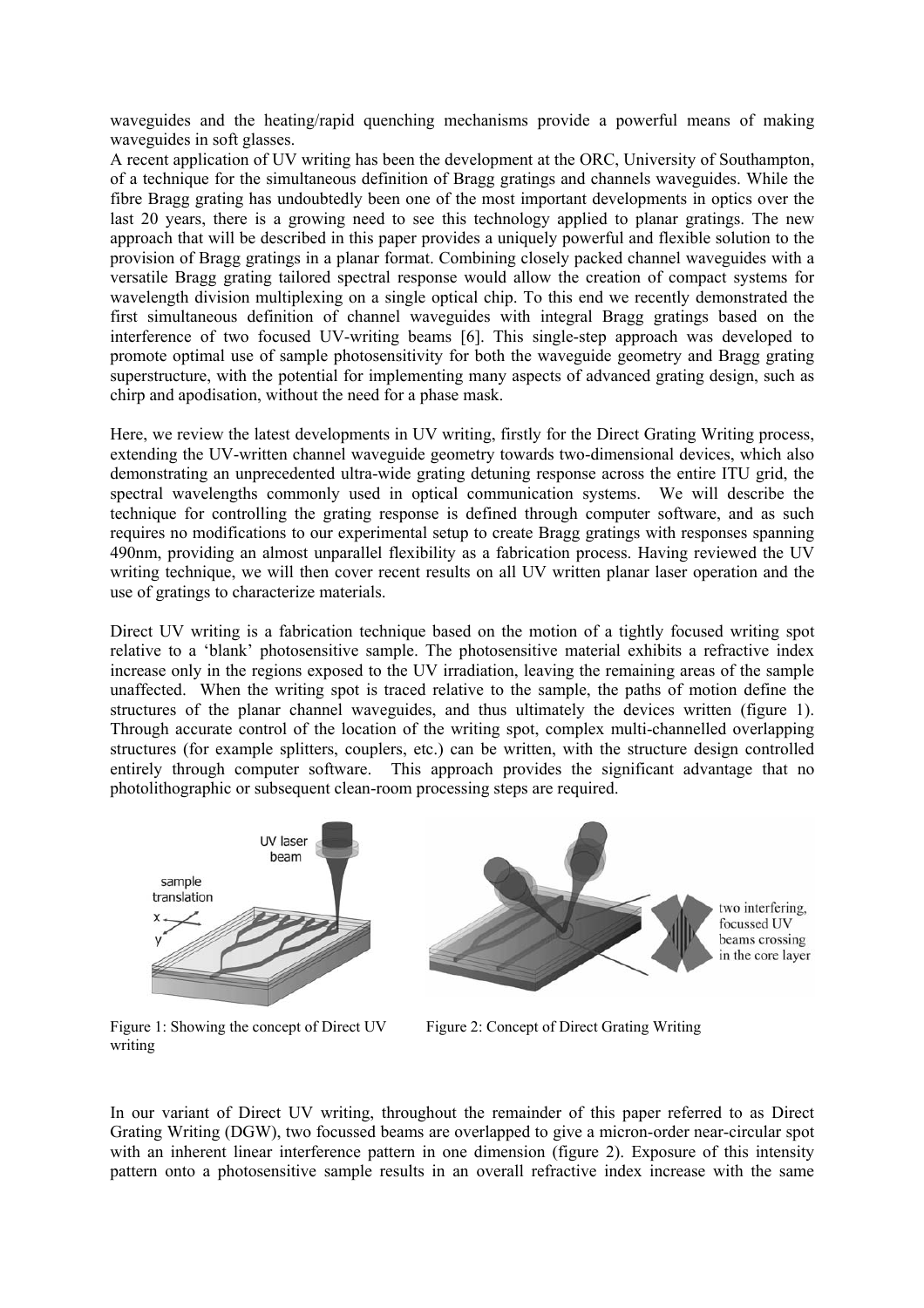waveguides and the heating/rapid quenching mechanisms provide a powerful means of making waveguides in soft glasses.

A recent application of UV writing has been the development at the ORC, University of Southampton, of a technique for the simultaneous definition of Bragg gratings and channels waveguides. While the fibre Bragg grating has undoubtedly been one of the most important developments in optics over the last 20 years, there is a growing need to see this technology applied to planar gratings. The new approach that will be described in this paper provides a uniquely powerful and flexible solution to the provision of Bragg gratings in a planar format. Combining closely packed channel waveguides with a versatile Bragg grating tailored spectral response would allow the creation of compact systems for wavelength division multiplexing on a single optical chip. To this end we recently demonstrated the first simultaneous definition of channel waveguides with integral Bragg gratings based on the interference of two focused UV-writing beams [6]. This single-step approach was developed to promote optimal use of sample photosensitivity for both the waveguide geometry and Bragg grating superstructure, with the potential for implementing many aspects of advanced grating design, such as chirp and apodisation, without the need for a phase mask.

Here, we review the latest developments in UV writing, firstly for the Direct Grating Writing process, extending the UV-written channel waveguide geometry towards two-dimensional devices, which also demonstrating an unprecedented ultra-wide grating detuning response across the entire ITU grid, the spectral wavelengths commonly used in optical communication systems. We will describe the technique for controlling the grating response is defined through computer software, and as such requires no modifications to our experimental setup to create Bragg gratings with responses spanning 490nm, providing an almost unparallel flexibility as a fabrication process. Having reviewed the UV writing technique, we will then cover recent results on all UV written planar laser operation and the use of gratings to characterize materials.

Direct UV writing is a fabrication technique based on the motion of a tightly focused writing spot relative to a 'blank' photosensitive sample. The photosensitive material exhibits a refractive index increase only in the regions exposed to the UV irradiation, leaving the remaining areas of the sample unaffected. When the writing spot is traced relative to the sample, the paths of motion define the structures of the planar channel waveguides, and thus ultimately the devices written (figure 1). Through accurate control of the location of the writing spot, complex multi-channelled overlapping structures (for example splitters, couplers, etc.) can be written, with the structure design controlled entirely through computer software. This approach provides the significant advantage that no photolithographic or subsequent clean-room processing steps are required.

Figure 1: Showing the concept of Direct UV writing

Figure 2: Concept of Direct Grating Writing

In our variant of Direct UV writing, throughout the remainder of this paper referred to as Direct Grating Writing (DGW), two focussed beams are overlapped to give a micron-order near-circular spot with an inherent linear interference pattern in one dimension (figure 2). Exposure of this intensity pattern onto a photosensitive sample results in an overall refractive index increase with the same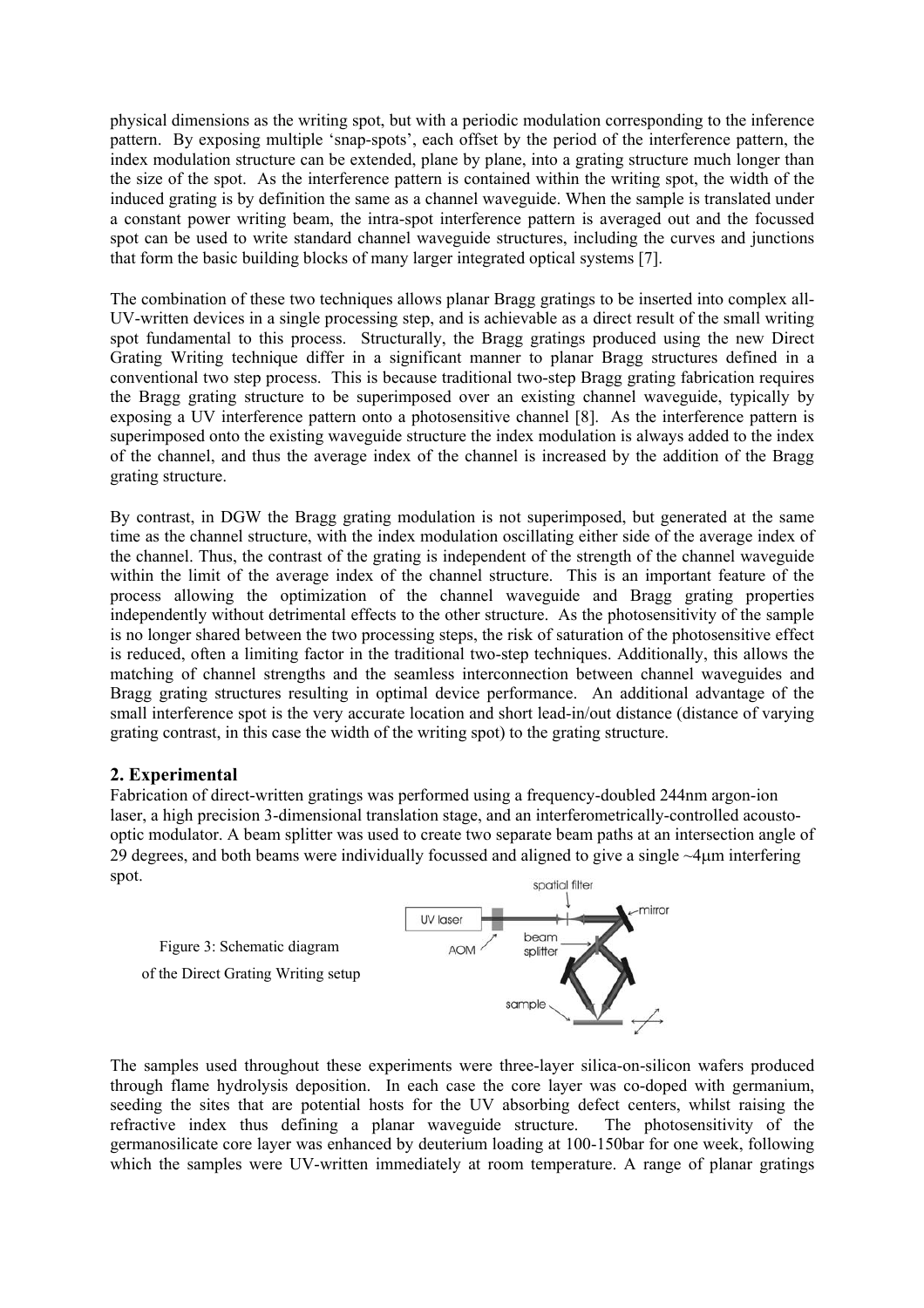physical dimensions as the writing spot, but with a periodic modulation corresponding to the inference pattern. By exposing multiple 'snap-spots', each offset by the period of the interference pattern, the index modulation structure can be extended, plane by plane, into a grating structure much longer than the size of the spot. As the interference pattern is contained within the writing spot, the width of the induced grating is by definition the same as a channel waveguide. When the sample is translated under a constant power writing beam, the intra-spot interference pattern is averaged out and the focussed spot can be used to write standard channel waveguide structures, including the curves and junctions that form the basic building blocks of many larger integrated optical systems [7].

The combination of these two techniques allows planar Bragg gratings to be inserted into complex all-UV-written devices in a single processing step, and is achievable as a direct result of the small writing spot fundamental to this process. Structurally, the Bragg gratings produced using the new Direct Grating Writing technique differ in a significant manner to planar Bragg structures defined in a conventional two step process. This is because traditional two-step Bragg grating fabrication requires the Bragg grating structure to be superimposed over an existing channel waveguide, typically by exposing a UV interference pattern onto a photosensitive channel [8]. As the interference pattern is superimposed onto the existing waveguide structure the index modulation is always added to the index of the channel, and thus the average index of the channel is increased by the addition of the Bragg grating structure.

By contrast, in DGW the Bragg grating modulation is not superimposed, but generated at the same time as the channel structure, with the index modulation oscillating either side of the average index of the channel. Thus, the contrast of the grating is independent of the strength of the channel waveguide within the limit of the average index of the channel structure. This is an important feature of the process allowing the optimization of the channel waveguide and Bragg grating properties independently without detrimental effects to the other structure. As the photosensitivity of the sample is no longer shared between the two processing steps, the risk of saturation of the photosensitive effect is reduced, often a limiting factor in the traditional two-step techniques. Additionally, this allows the matching of channel strengths and the seamless interconnection between channel waveguides and Bragg grating structures resulting in optimal device performance. An additional advantage of the small interference spot is the very accurate location and short lead-in/out distance (distance of varying grating contrast, in this case the width of the writing spot) to the grating structure.

## 2. Experimental

Fabrication of direct-written gratings was performed using a frequency-doubled 244nm argon-ion laser, a high precision 3-dimensional translation stage, and an interferometrically-controlled acousto-optic modulator. A beam splitter was used to create two separate beam paths at an intersection angle of 29 degrees, and both beams were individually focussed and aligned to give a single ~4μm interfering spot.

Figure 3: Schematic diagram of the Direct Grating Writing setup

The samples used throughout these experiments were three-layer silica-on-silicon wafers produced through flame hydrolysis deposition. In each case the core layer was co-doped with germanium, seeding the sites that are potential hosts for the UV absorbing defect centers, whilst raising the refractive index thus defining a planar waveguide structure. The photosensitivity of the germanosilicate core layer was enhanced by deuterium loading at 100-150bar for one week, following which the samples were UV-written immediately at room temperature. A range of planar gratings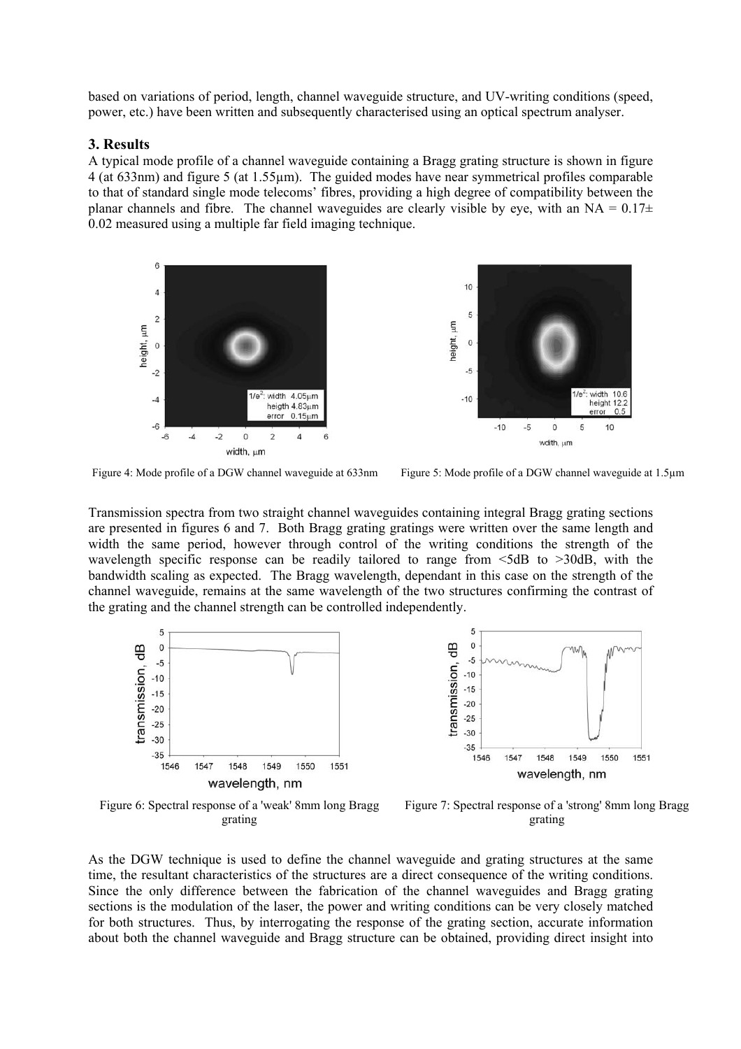based on variations of period, length, channel waveguide structure, and UV-writing conditions (speed, power, etc.) have been written and subsequently characterised using an optical spectrum analyser.

## 3. Results

A typical mode profile of a channel waveguide containing a Bragg grating structure is shown in figure 4 (at 633nm) and figure 5 (at 1.55µm). The guided modes have near symmetrical profiles comparable to that of standard single mode telecoms' fibres, providing a high degree of compatibility between the planar channels and fibre. The channel waveguides are clearly visible by eye, with an NA = 0.17± 0.02 measured using a multiple far field imaging technique.

Figure 4: Mode profile of a DGW channel waveguide at 633nm

Figure 5: Mode profile of a DGW channel waveguide at 1.5µm

Transmission spectra from two straight channel waveguides containing integral Bragg grating sections are presented in figures 6 and 7. Both Bragg grating gratings were written over the same length and width the same period, however through control of the writing conditions the strength of the wavelength specific response can be readily tailored to range from <5dB to >30dB, with the bandwidth scaling as expected. The Bragg wavelength, dependant in this case on the strength of the channel waveguide, remains at the same wavelength of the two structures confirming the contrast of the grating and the channel strength can be controlled independently.

Figure 6: Spectral response of a 'weak' 8mm long Bragg grating

Figure 7: Spectral response of a 'strong' 8mm long Bragg grating

As the DGW technique is used to define the channel waveguide and grating structures at the same time, the resultant characteristics of the structures are a direct consequence of the writing conditions. Since the only difference between the fabrication of the channel waveguides and Bragg grating sections is the modulation of the laser, the power and writing conditions can be very closely matched for both structures. Thus, by interrogating the response of the grating section, accurate information about both the channel waveguide and Bragg structure can be obtained, providing direct insight into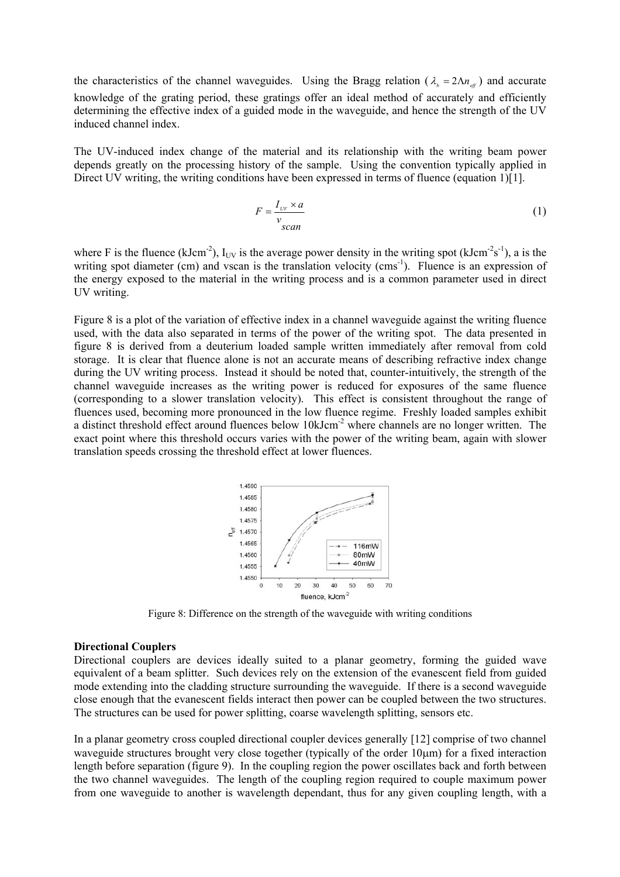the characteristics of the channel waveguides. Using the Bragg relation ($\lambda_b = 2\Lambda n_{eff}$) and accurate knowledge of the grating period, these gratings offer an ideal method of accurately and efficiently determining the effective index of a guided mode in the waveguide, and hence the strength of the UV induced channel index.

The UV-induced index change of the material and its relationship with the writing beam power depends greatly on the processing history of the sample. Using the convention typically applied in Direct UV writing, the writing conditions have been expressed in terms of fluence (equation 1)[1].

$$F = \frac{I_{UV} \times a}{v_{scan}} \tag{1}$$

where F is the fluence ($kJcm^{-2}$), $I_{UV}$ is the average power density in the writing spot ($kJcm^{-2}s^{-1}$), a is the writing spot diameter (cm) and vscan is the translation velocity ($cms^{-1}$). Fluence is an expression of the energy exposed to the material in the writing process and is a common parameter used in direct UV writing.

Figure 8 is a plot of the variation of effective index in a channel waveguide against the writing fluence used, with the data also separated in terms of the power of the writing spot. The data presented in figure 8 is derived from a deuterium loaded sample written immediately after removal from cold storage. It is clear that fluence alone is not an accurate means of describing refractive index change during the UV writing process. Instead it should be noted that, counter-intuitively, the strength of the channel waveguide increases as the writing power is reduced for exposures of the same fluence (corresponding to a slower translation velocity). This effect is consistent throughout the range of fluences used, becoming more pronounced in the low fluence regime. Freshly loaded samples exhibit a distinct threshold effect around fluences below $10kJcm^{-2}$ where channels are no longer written. The exact point where this threshold occurs varies with the power of the writing beam, again with slower translation speeds crossing the threshold effect at lower fluences.

Figure 8: Difference on the strength of the waveguide with writing conditions

**Directional Couplers**

Directional couplers are devices ideally suited to a planar geometry, forming the guided wave equivalent of a beam splitter. Such devices rely on the extension of the evanescent field from guided mode extending into the cladding structure surrounding the waveguide. If there is a second waveguide close enough that the evanescent fields interact then power can be coupled between the two structures. The structures can be used for power splitting, coarse wavelength splitting, sensors etc.

In a planar geometry cross coupled directional coupler devices generally [12] comprise of two channel waveguide structures brought very close together (typically of the order 10μm) for a fixed interaction length before separation (figure 9). In the coupling region the power oscillates back and forth between the two channel waveguides. The length of the coupling region required to couple maximum power from one waveguide to another is wavelength dependant, thus for any given coupling length, with a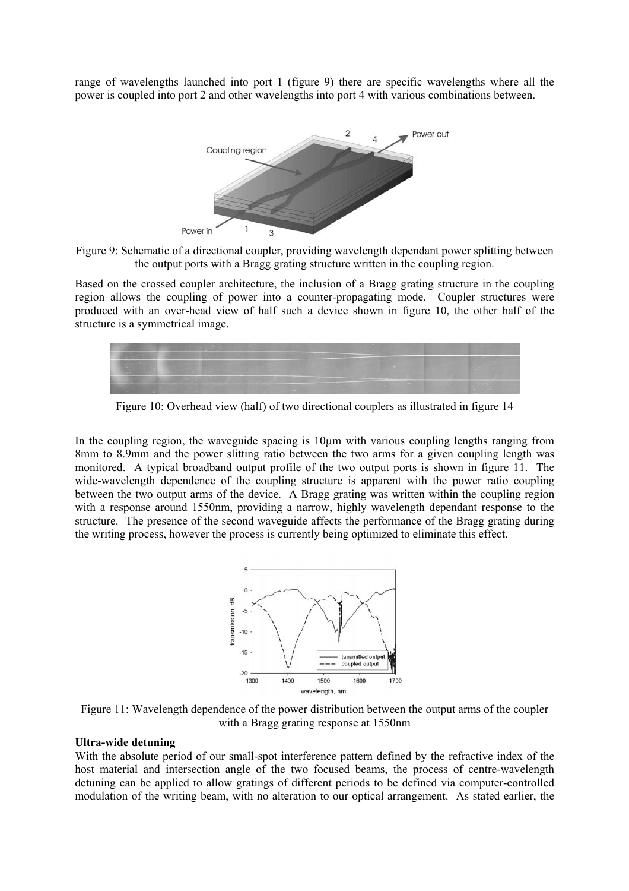range of wavelengths launched into port 1 (figure 9) there are specific wavelengths where all the power is coupled into port 2 and other wavelengths into port 4 with various combinations between.

Figure 9: Schematic of a directional coupler, providing wavelength dependant power splitting between the output ports with a Bragg grating structure written in the coupling region.

Based on the crossed coupler architecture, the inclusion of a Bragg grating structure in the coupling region allows the coupling of power into a counter-propagating mode. Coupler structures were produced with an over-head view of half such a device shown in figure 10, the other half of the structure is a symmetrical image.

Figure 10: Overhead view (half) of two directional couplers as illustrated in figure 14

In the coupling region, the waveguide spacing is 10μm with various coupling lengths ranging from 8mm to 8.9mm and the power slitting ratio between the two arms for a given coupling length was monitored. A typical broadband output profile of the two output ports is shown in figure 11. The wide-wavelength dependence of the coupling structure is apparent with the power ratio coupling between the two output arms of the device. A Bragg grating was written within the coupling region with a response around 1550nm, providing a narrow, highly wavelength dependant response to the structure. The presence of the second waveguide affects the performance of the Bragg grating during the writing process, however the process is currently being optimized to eliminate this effect.

Figure 11: Wavelength dependence of the power distribution between the output arms of the coupler with a Bragg grating response at 1550nm

**Ultra-wide detuning**

With the absolute period of our small-spot interference pattern defined by the refractive index of the host material and intersection angle of the two focused beams, the process of centre-wavelength detuning can be applied to allow gratings of different periods to be defined via computer-controlled modulation of the writing beam, with no alteration to our optical arrangement. As stated earlier, the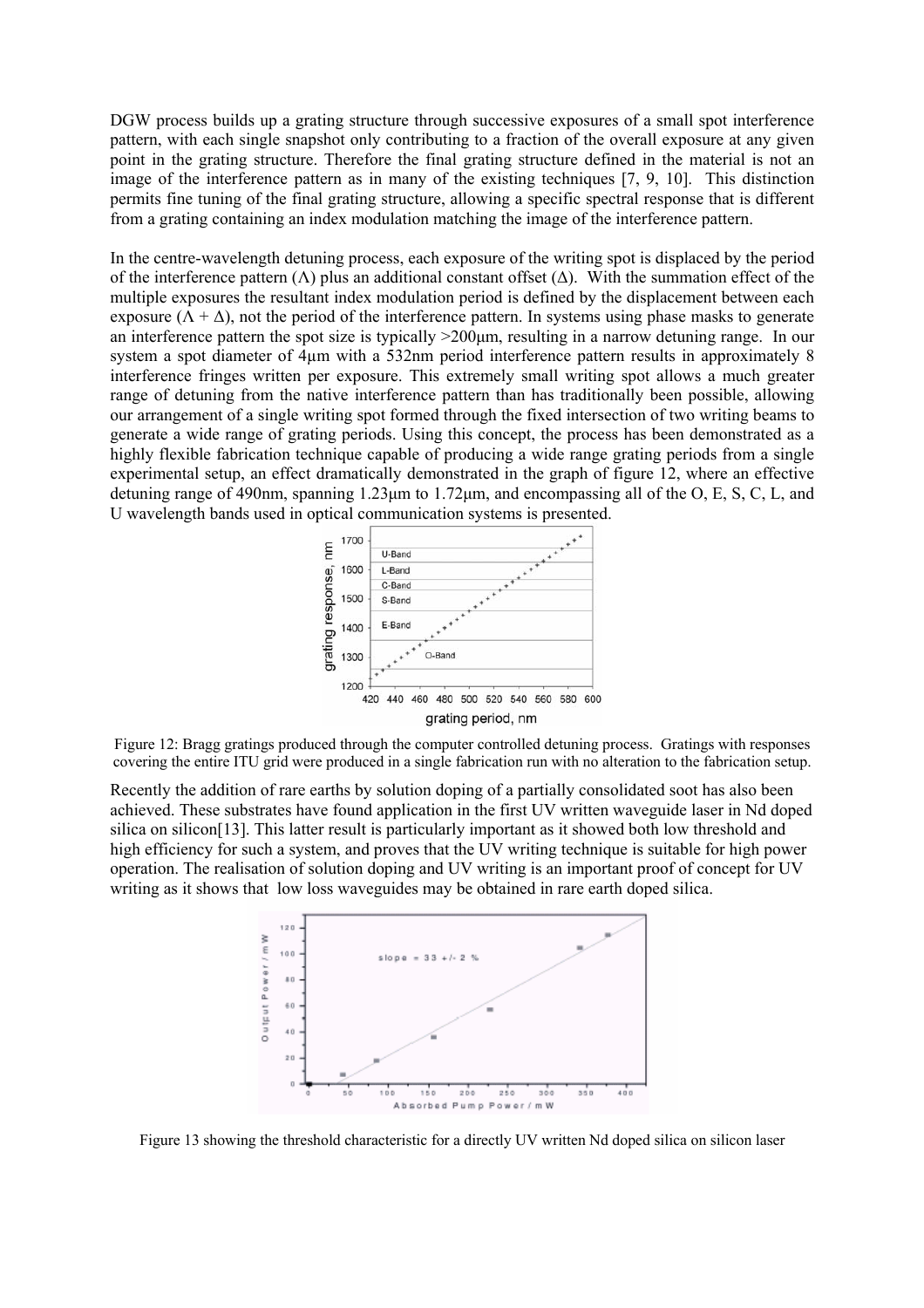DGW process builds up a grating structure through successive exposures of a small spot interference pattern, with each single snapshot only contributing to a fraction of the overall exposure at any given point in the grating structure. Therefore the final grating structure defined in the material is not an image of the interference pattern as in many of the existing techniques [7, 9, 10]. This distinction permits fine tuning of the final grating structure, allowing a specific spectral response that is different from a grating containing an index modulation matching the image of the interference pattern.

In the centre-wavelength detuning process, each exposure of the writing spot is displaced by the period of the interference pattern ($\Lambda$) plus an additional constant offset ($\Delta$). With the summation effect of the multiple exposures the resultant index modulation period is defined by the displacement between each exposure ($\Lambda + \Delta$), not the period of the interference pattern. In systems using phase masks to generate an interference pattern the spot size is typically >200μm, resulting in a narrow detuning range. In our system a spot diameter of 4μm with a 532nm period interference pattern results in approximately 8 interference fringes written per exposure. This extremely small writing spot allows a much greater range of detuning from the native interference pattern than has traditionally been possible, allowing our arrangement of a single writing spot formed through the fixed intersection of two writing beams to generate a wide range of grating periods. Using this concept, the process has been demonstrated as a highly flexible fabrication technique capable of producing a wide range grating periods from a single experimental setup, an effect dramatically demonstrated in the graph of figure 12, where an effective detuning range of 490nm, spanning 1.23μm to 1.72μm, and encompassing all of the O, E, S, C, L, and U wavelength bands used in optical communication systems is presented.

Figure 12: Bragg gratings produced through the computer controlled detuning process. Gratings with responses covering the entire ITU grid were produced in a single fabrication run with no alteration to the fabrication setup.

Recently the addition of rare earths by solution doping of a partially consolidated soot has also been achieved. These substrates have found application in the first UV written waveguide laser in Nd doped silica on silicon[13]. This latter result is particularly important as it showed both low threshold and high efficiency for such a system, and proves that the UV writing technique is suitable for high power operation. The realisation of solution doping and UV writing is an important proof of concept for UV writing as it shows that low loss waveguides may be obtained in rare earth doped silica.

Figure 13 showing the threshold characteristic for a directly UV written Nd doped silica on silicon laser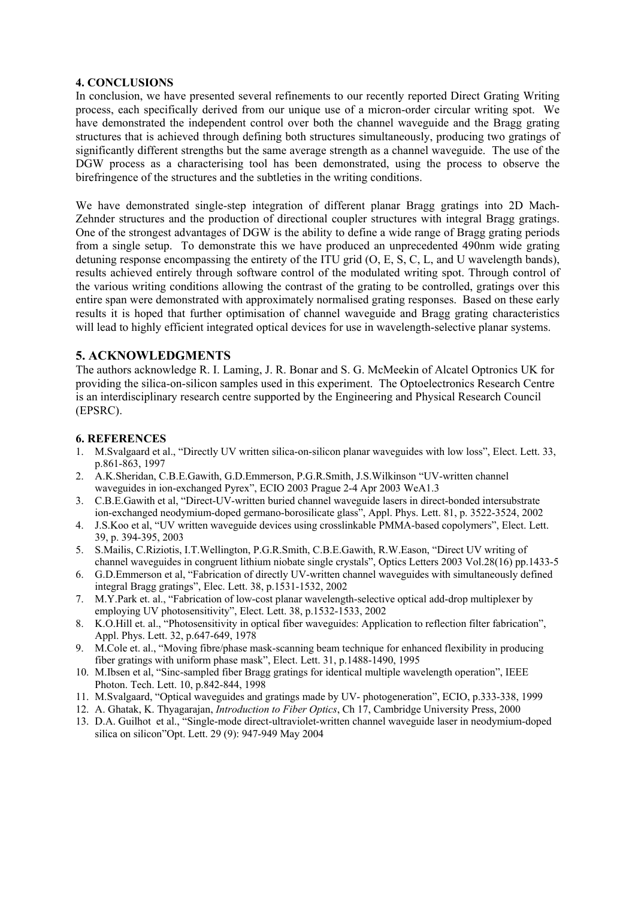### 4. CONCLUSIONS

In conclusion, we have presented several refinements to our recently reported Direct Grating Writing process, each specifically derived from our unique use of a micron-order circular writing spot. We have demonstrated the independent control over both the channel waveguide and the Bragg grating structures that is achieved through defining both structures simultaneously, producing two gratings of significantly different strengths but the same average strength as a channel waveguide. The use of the DGW process as a characterising tool has been demonstrated, using the process to observe the birefringence of the structures and the subtleties in the writing conditions.

We have demonstrated single-step integration of different planar Bragg gratings into 2D Mach-Zehnder structures and the production of directional coupler structures with integral Bragg gratings. One of the strongest advantages of DGW is the ability to define a wide range of Bragg grating periods from a single setup. To demonstrate this we have produced an unprecedented 490nm wide grating detuning response encompassing the entirety of the ITU grid (O, E, S, C, L, and U wavelength bands), results achieved entirely through software control of the modulated writing spot. Through control of the various writing conditions allowing the contrast of the grating to be controlled, gratings over this entire span were demonstrated with approximately normalised grating responses. Based on these early results it is hoped that further optimisation of channel waveguide and Bragg grating characteristics will lead to highly efficient integrated optical devices for use in wavelength-selective planar systems.

## 5. ACKNOWLEDGMENTS

The authors acknowledge R. I. Laming, J. R. Bonar and S. G. McMeekin of Alcatel Optronics UK for providing the silica-on-silicon samples used in this experiment. The Optoelectronics Research Centre is an interdisciplinary research centre supported by the Engineering and Physical Research Council (EPSRC).

### 6. REFERENCES

1. M.Svalgaard et al., "Directly UV written silica-on-silicon planar waveguides with low loss", Elect. Lett. 33, p.861-863, 1997
2. A.K.Sheridan, C.B.E.Gawith, G.D.Emmerson, P.G.R.Smith, J.S.Wilkinson "UV-written channel waveguides in ion-exchanged Pyrex", ECIO 2003 Prague 2-4 Apr 2003 WeA1.3
3. C.B.E.Gawith et al, "Direct-UV-written buried channel waveguide lasers in direct-bonded intersubstrate ion-exchanged neodymium-doped germano-borosilicate glass", Appl. Phys. Lett. 81, p. 3522-3524, 2002
4. J.S.Koo et al, "UV written waveguide devices using crosslinkable PMMA-based copolymers", Elect. Lett. 39, p. 394-395, 2003
5. S.Mailis, C.Riziotis, I.T.Wellington, P.G.R.Smith, C.B.E.Gawith, R.W.Eason, "Direct UV writing of channel waveguides in congruent lithium niobate single crystals", Optics Letters 2003 Vol.28(16) pp.1433-5
6. G.D.Emmerson et al, "Fabrication of directly UV-written channel waveguides with simultaneously defined integral Bragg gratings", Elec. Lett. 38, p.1531-1532, 2002
7. M.Y.Park et. al., "Fabrication of low-cost planar wavelength-selective optical add-drop multiplexer by employing UV photosensitivity", Elect. Lett. 38, p.1532-1533, 2002
8. K.O.Hill et. al., "Photosensitivity in optical fiber waveguides: Application to reflection filter fabrication", Appl. Phys. Lett. 32, p.647-649, 1978
9. M.Cole et. al., "Moving fibre/phase mask-scanning beam technique for enhanced flexibility in producing fiber gratings with uniform phase mask", Elect. Lett. 31, p.1488-1490, 1995
10. M.Ibsen et al, "Sinc-sampled fiber Bragg gratings for identical multiple wavelength operation", IEEE Photon. Tech. Lett. 10, p.842-844, 1998
11. M.Svalgaard, "Optical waveguides and gratings made by UV- photogeneration", ECIO, p.333-338, 1999
12. A. Ghatak, K. Thyagarajan, *Introduction to Fiber Optics*, Ch 17, Cambridge University Press, 2000
13. D.A. Guilhot et al., "Single-mode direct-ultraviolet-written channel waveguide laser in neodymium-doped silica on silicon"Opt. Lett. 29 (9): 947-949 May 2004